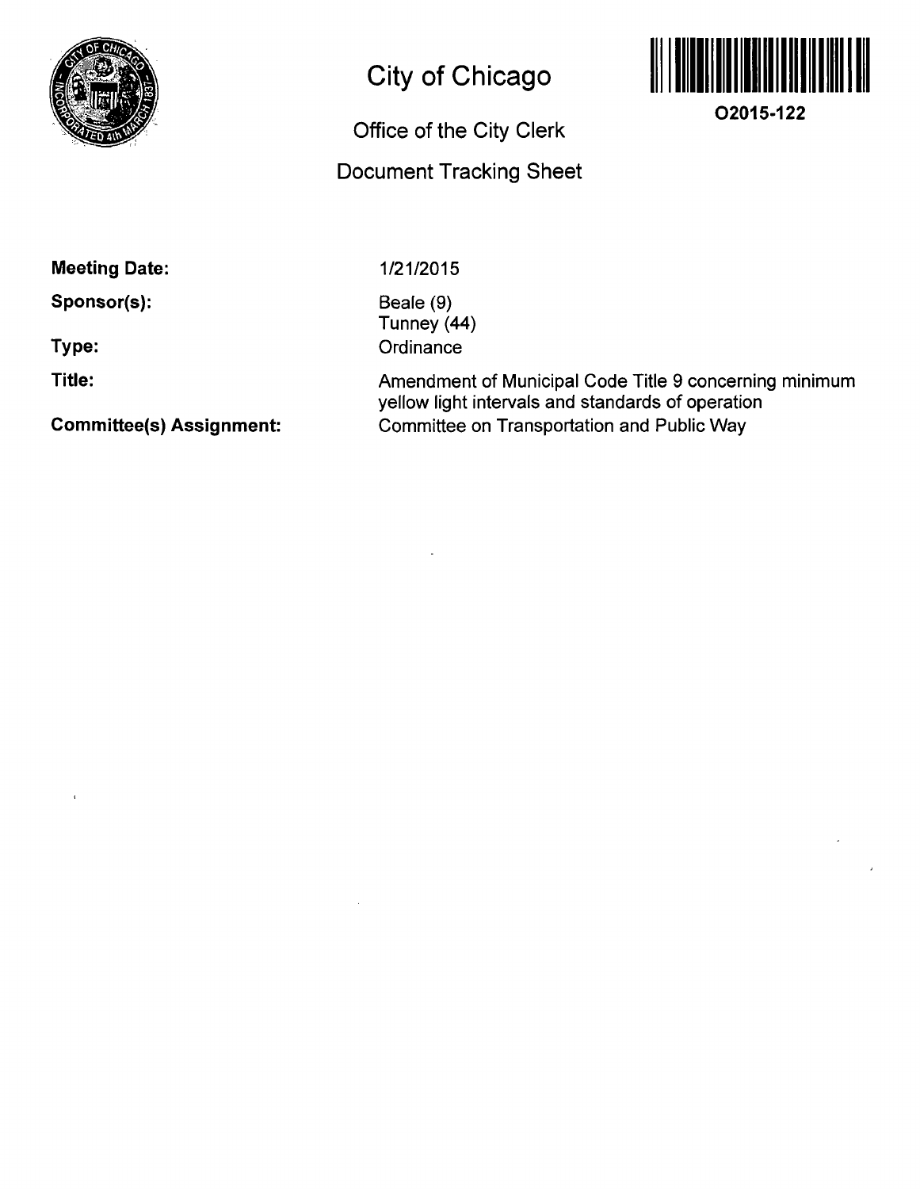# City of Chicago

## Office of the City Clerk

## Document Tracking Sheet

**O2015-122**

| | |
|---|---|
| **Meeting Date:** | 1/21/2015 |
| **Sponsor(s):** | Beale (9)<br>Tunney (44) |
| **Type:** | Ordinance |
| **Title:** | Amendment of Municipal Code Title 9 concerning minimum yellow light intervals and standards of operation |
| **Committee(s) Assignment:** | Committee on Transportation and Public Way |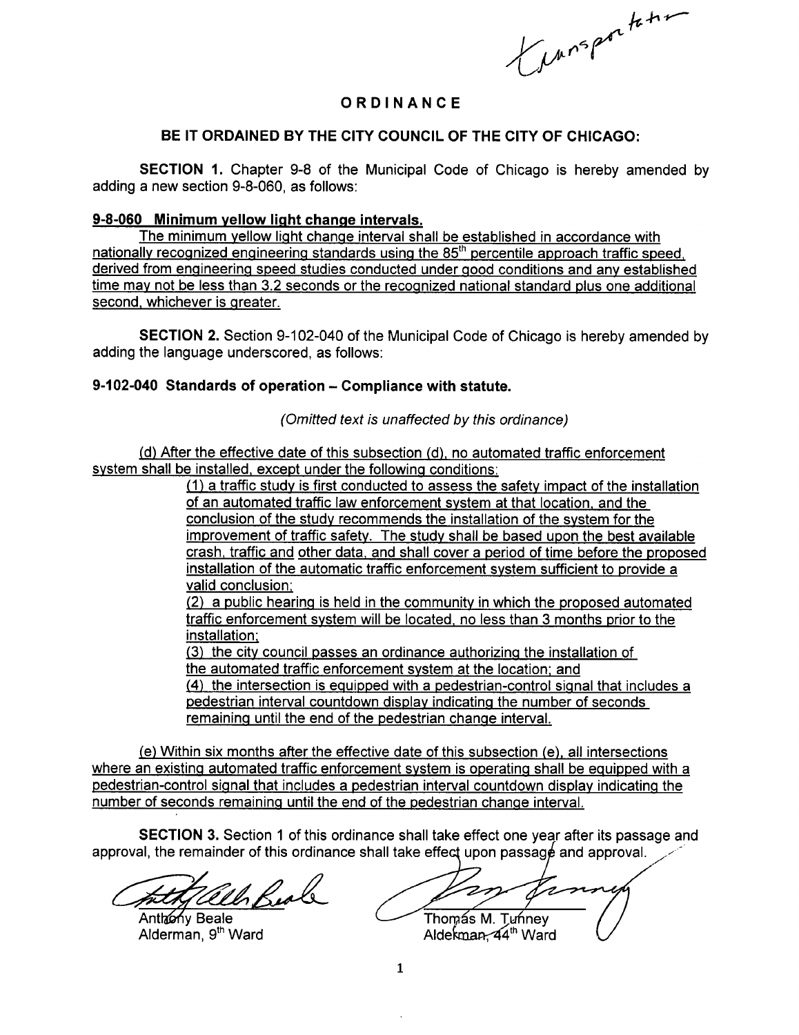Transportation

# ORDINANCE

## BE IT ORDAINED BY THE CITY COUNCIL OF THE CITY OF CHICAGO:

**SECTION 1.** Chapter 9-8 of the Municipal Code of Chicago is hereby amended by adding a new section 9-8-060, as follows:

**9-8-060 Minimum yellow light change intervals.**

The minimum yellow light change interval shall be established in accordance with nationally recognized engineering standards using the 85th percentile approach traffic speed, derived from engineering speed studies conducted under good conditions and any established time may not be less than 3.2 seconds or the recognized national standard plus one additional second, whichever is greater.

**SECTION 2.** Section 9-102-040 of the Municipal Code of Chicago is hereby amended by adding the language underscored, as follows:

**9-102-040 Standards of operation – Compliance with statute.**

*(Omitted text is unaffected by this ordinance)*

(d) After the effective date of this subsection (d), no automated traffic enforcement system shall be installed, except under the following conditions:

(1) a traffic study is first conducted to assess the safety impact of the installation of an automated traffic law enforcement system at that location, and the conclusion of the study recommends the installation of the system for the improvement of traffic safety. The study shall be based upon the best available crash, traffic and other data, and shall cover a period of time before the proposed installation of the automatic traffic enforcement system sufficient to provide a valid conclusion;

(2) a public hearing is held in the community in which the proposed automated traffic enforcement system will be located, no less than 3 months prior to the installation;

(3) the city council passes an ordinance authorizing the installation of the automated traffic enforcement system at the location; and

(4) the intersection is equipped with a pedestrian-control signal that includes a pedestrian interval countdown display indicating the number of seconds remaining until the end of the pedestrian change interval.

(e) Within six months after the effective date of this subsection (e), all intersections where an existing automated traffic enforcement system is operating shall be equipped with a pedestrian-control signal that includes a pedestrian interval countdown display indicating the number of seconds remaining until the end of the pedestrian change interval.

**SECTION 3.** Section 1 of this ordinance shall take effect one year after its passage and approval, the remainder of this ordinance shall take effect upon passage and approval.

Anthony Beale
Alderman, 9th Ward

Thomas M. Tunney
Alderman, 44th Ward